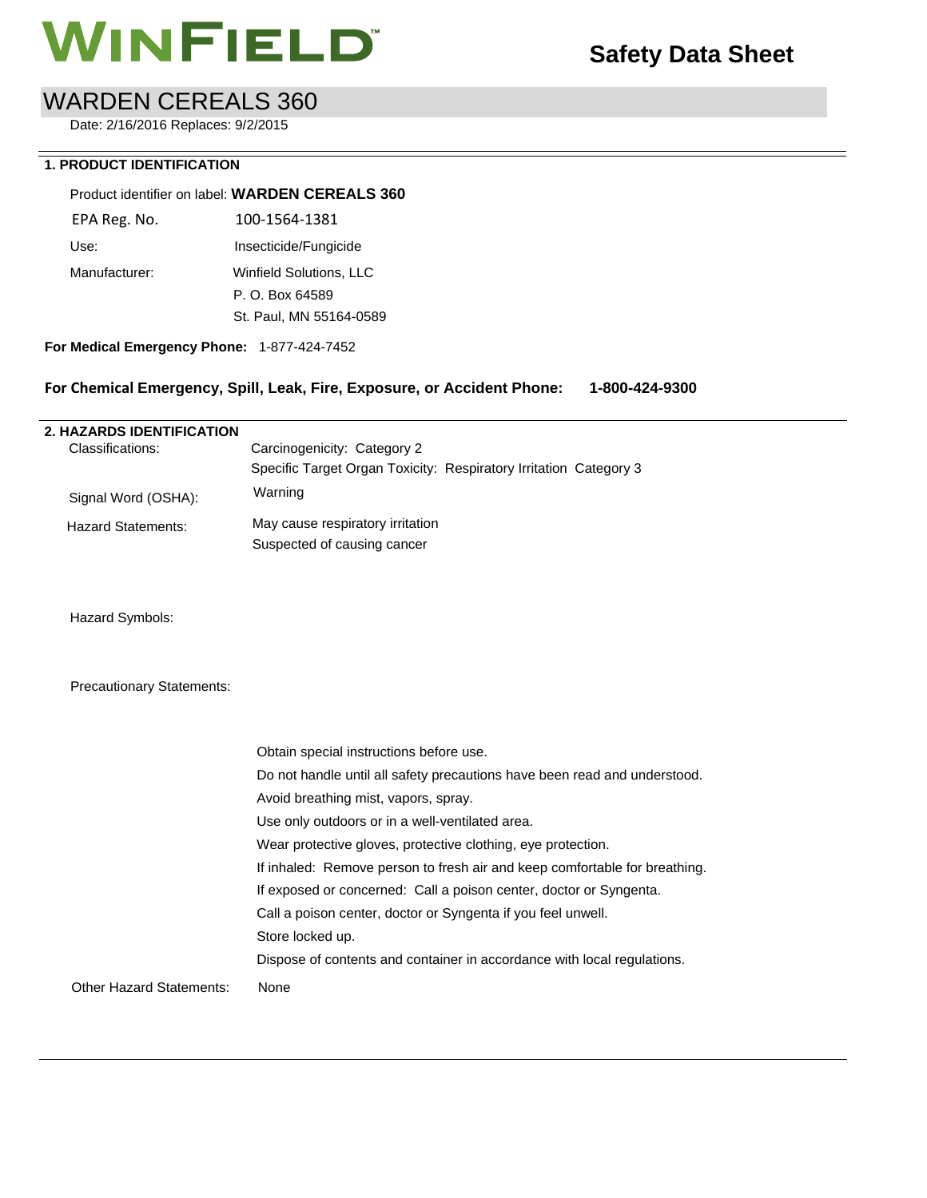# WINFIELD

**Safety Data Sheet**

# WARDEN CEREALS 360

Date: 2/16/2016 Replaces: 9/2/2015

## 1. PRODUCT IDENTIFICATION

Product identifier on label: **WARDEN CEREALS 360**

EPA Reg. No. 100-1564-1381

Use: Insecticide/Fungicide

Manufacturer: Winfield Solutions, LLC
P. O. Box 64589
St. Paul, MN 55164-0589

**For Medical Emergency Phone:** 1-877-424-7452

**For Chemical Emergency, Spill, Leak, Fire, Exposure, or Accident Phone: 1-800-424-9300**

## 2. HAZARDS IDENTIFICATION

Classifications: Carcinogenicity: Category 2
Specific Target Organ Toxicity: Respiratory Irritation Category 3

Signal Word (OSHA): Warning

Hazard Statements: May cause respiratory irritation
Suspected of causing cancer

Hazard Symbols:

Precautionary Statements:

Obtain special instructions before use.
Do not handle until all safety precautions have been read and understood.
Avoid breathing mist, vapors, spray.
Use only outdoors or in a well-ventilated area.
Wear protective gloves, protective clothing, eye protection.
If inhaled: Remove person to fresh air and keep comfortable for breathing.
If exposed or concerned: Call a poison center, doctor or Syngenta.
Call a poison center, doctor or Syngenta if you feel unwell.
Store locked up.
Dispose of contents and container in accordance with local regulations.

Other Hazard Statements: None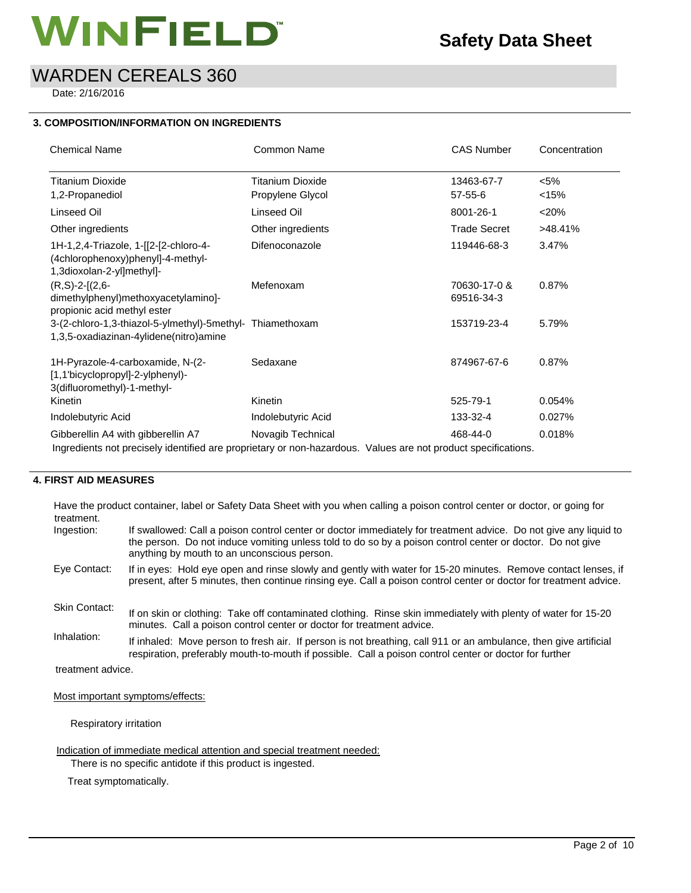# WINFIELD

## Safety Data Sheet

# WARDEN CEREALS 360

Date: 2/16/2016

## 3. COMPOSITION/INFORMATION ON INGREDIENTS

| Chemical Name | Common Name | CAS Number | Concentration |
|---|---|---|---|
| Titanium Dioxide | Titanium Dioxide | 13463-67-7 | <5% |
| 1,2-Propanediol | Propylene Glycol | 57-55-6 | <15% |
| Linseed Oil | Linseed Oil | 8001-26-1 | <20% |
| Other ingredients | Other ingredients | Trade Secret | >48.41% |
| 1H-1,2,4-Triazole, 1-[[2-[2-chloro-4-(4chlorophenoxy)phenyl]-4-methyl-1,3dioxolan-2-yl]methyl]- | Difenoconazole | 119446-68-3 | 3.47% |
| (R,S)-2-[(2,6-dimethylphenyl)methoxyacetylamino]-propionic acid methyl ester | Mefenoxam | 70630-17-0 & 69516-34-3 | 0.87% |
| 3-(2-chloro-1,3-thiazol-5-ylmethyl)-5methyl-1,3,5-oxadiazinan-4ylidene(nitro)amine | Thiamethoxam | 153719-23-4 | 5.79% |
| 1H-Pyrazole-4-carboxamide, N-(2-[1,1'bicyclopropyl]-2-ylphenyl)-3(difluoromethyl)-1-methyl- | Sedaxane | 874967-67-6 | 0.87% |
| Kinetin | Kinetin | 525-79-1 | 0.054% |
| Indolebutyric Acid | Indolebutyric Acid | 133-32-4 | 0.027% |
| Gibberellin A4 with gibberellin A7 | Novagib Technical | 468-44-0 | 0.018% |

Ingredients not precisely identified are proprietary or non-hazardous. Values are not product specifications.

## 4. FIRST AID MEASURES

Have the product container, label or Safety Data Sheet with you when calling a poison control center or doctor, or going for treatment.

**Ingestion:** If swallowed: Call a poison control center or doctor immediately for treatment advice. Do not give any liquid to the person. Do not induce vomiting unless told to do so by a poison control center or doctor. Do not give anything by mouth to an unconscious person.

**Eye Contact:** If in eyes: Hold eye open and rinse slowly and gently with water for 15-20 minutes. Remove contact lenses, if present, after 5 minutes, then continue rinsing eye. Call a poison control center or doctor for treatment advice.

**Skin Contact:** If on skin or clothing: Take off contaminated clothing. Rinse skin immediately with plenty of water for 15-20 minutes. Call a poison control center or doctor for treatment advice.

**Inhalation:** If inhaled: Move person to fresh air. If person is not breathing, call 911 or an ambulance, then give artificial respiration, preferably mouth-to-mouth if possible. Call a poison control center or doctor for further treatment advice.

Most important symptoms/effects:

Respiratory irritation

Indication of immediate medical attention and special treatment needed:

There is no specific antidote if this product is ingested.

Treat symptomatically.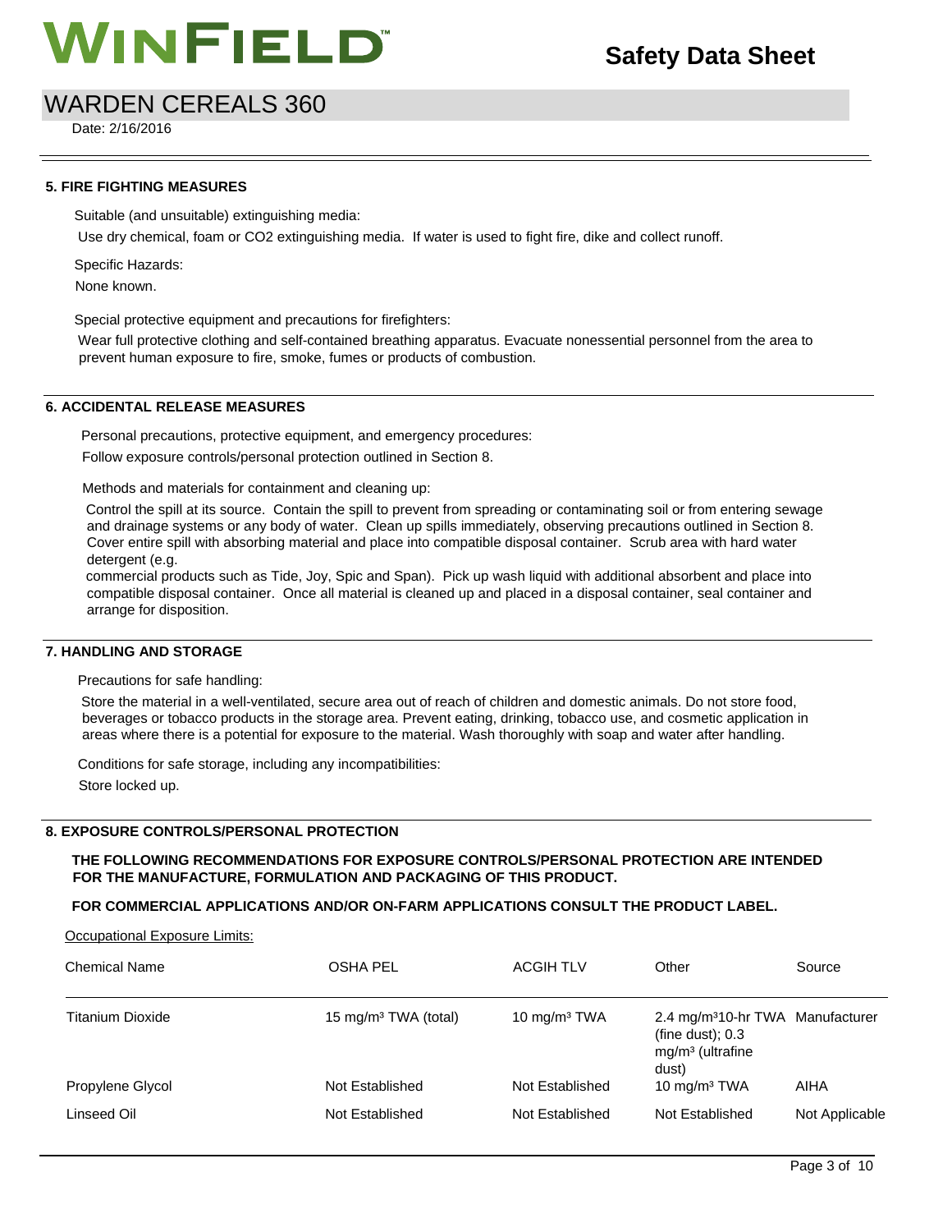## 5. FIRE FIGHTING MEASURES

Suitable (and unsuitable) extinguishing media:

Use dry chemical, foam or $CO_2$ extinguishing media. If water is used to fight fire, dike and collect runoff.

Specific Hazards:

None known.

Special protective equipment and precautions for firefighters:

Wear full protective clothing and self-contained breathing apparatus. Evacuate nonessential personnel from the area to prevent human exposure to fire, smoke, fumes or products of combustion.

## 6. ACCIDENTAL RELEASE MEASURES

Personal precautions, protective equipment, and emergency procedures:

Follow exposure controls/personal protection outlined in Section 8.

Methods and materials for containment and cleaning up:

Control the spill at its source. Contain the spill to prevent from spreading or contaminating soil or from entering sewage and drainage systems or any body of water. Clean up spills immediately, observing precautions outlined in Section 8. Cover entire spill with absorbing material and place into compatible disposal container. Scrub area with hard water detergent (e.g.
commercial products such as Tide, Joy, Spic and Span). Pick up wash liquid with additional absorbent and place into compatible disposal container. Once all material is cleaned up and placed in a disposal container, seal container and arrange for disposition.

## 7. HANDLING AND STORAGE

Precautions for safe handling:

Store the material in a well-ventilated, secure area out of reach of children and domestic animals. Do not store food, beverages or tobacco products in the storage area. Prevent eating, drinking, tobacco use, and cosmetic application in areas where there is a potential for exposure to the material. Wash thoroughly with soap and water after handling.

Conditions for safe storage, including any incompatibilities:

Store locked up.

## 8. EXPOSURE CONTROLS/PERSONAL PROTECTION

**THE FOLLOWING RECOMMENDATIONS FOR EXPOSURE CONTROLS/PERSONAL PROTECTION ARE INTENDED FOR THE MANUFACTURE, FORMULATION AND PACKAGING OF THIS PRODUCT.**

**FOR COMMERCIAL APPLICATIONS AND/OR ON-FARM APPLICATIONS CONSULT THE PRODUCT LABEL.**

Occupational Exposure Limits:

| Chemical Name | OSHA PEL | ACGIH TLV | Other | Source |
|---|---|---|---|---|
| Titanium Dioxide | 15 mg/m³ TWA (total) | 10 mg/m³ TWA | 2.4 mg/m³10-hr TWA (fine dust); 0.3 mg/m³ (ultrafine dust) | Manufacturer |
| Propylene Glycol | Not Established | Not Established | 10 mg/m³ TWA | AIHA |
| Linseed Oil | Not Established | Not Established | Not Established | Not Applicable |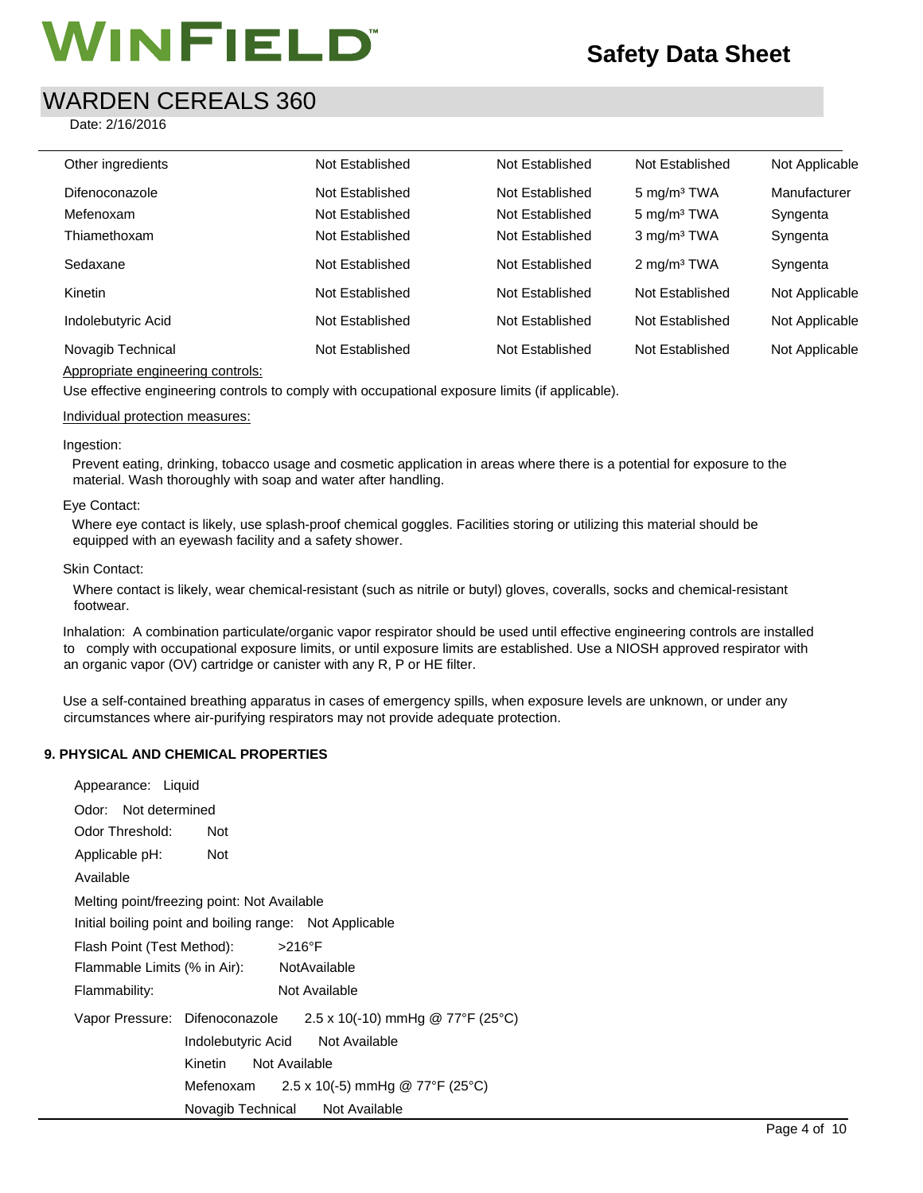| | | | | |
|---|---|---|---|---|
| Other ingredients | Not Established | Not Established | Not Established | Not Applicable |
| Difenoconazole | Not Established | Not Established | 5 mg/m³ TWA | Manufacturer |
| Mefenoxam | Not Established | Not Established | 5 mg/m³ TWA | Syngenta |
| Thiamethoxam | Not Established | Not Established | 3 mg/m³ TWA | Syngenta |
| Sedaxane | Not Established | Not Established | 2 mg/m³ TWA | Syngenta |
| Kinetin | Not Established | Not Established | Not Established | Not Applicable |
| Indolebutyric Acid | Not Established | Not Established | Not Established | Not Applicable |
| Novagib Technical | Not Established | Not Established | Not Established | Not Applicable |

Appropriate engineering controls:

Use effective engineering controls to comply with occupational exposure limits (if applicable).

Individual protection measures:

Ingestion:

Prevent eating, drinking, tobacco usage and cosmetic application in areas where there is a potential for exposure to the material. Wash thoroughly with soap and water after handling.

Eye Contact:

Where eye contact is likely, use splash-proof chemical goggles. Facilities storing or utilizing this material should be equipped with an eyewash facility and a safety shower.

Skin Contact:

Where contact is likely, wear chemical-resistant (such as nitrile or butyl) gloves, coveralls, socks and chemical-resistant footwear.

Inhalation: A combination particulate/organic vapor respirator should be used until effective engineering controls are installed to comply with occupational exposure limits, or until exposure limits are established. Use a NIOSH approved respirator with an organic vapor (OV) cartridge or canister with any R, P or HE filter.

Use a self-contained breathing apparatus in cases of emergency spills, when exposure levels are unknown, or under any circumstances where air-purifying respirators may not provide adequate protection.

## 9. PHYSICAL AND CHEMICAL PROPERTIES

Appearance: Liquid

Odor: Not determined

Odor Threshold: Not

Applicable pH: Not

Available

Melting point/freezing point: Not Available

Initial boiling point and boiling range: Not Applicable

Flash Point (Test Method): >216°F

Flammable Limits (% in Air): NotAvailable

Flammability: Not Available

Vapor Pressure: Difenoconazole 2.5 x 10(-10) mmHg @ 77°F (25°C)

Indolebutyric Acid Not Available

Kinetin Not Available

Mefenoxam 2.5 x 10(-5) mmHg @ 77°F (25°C)

Novagib Technical Not Available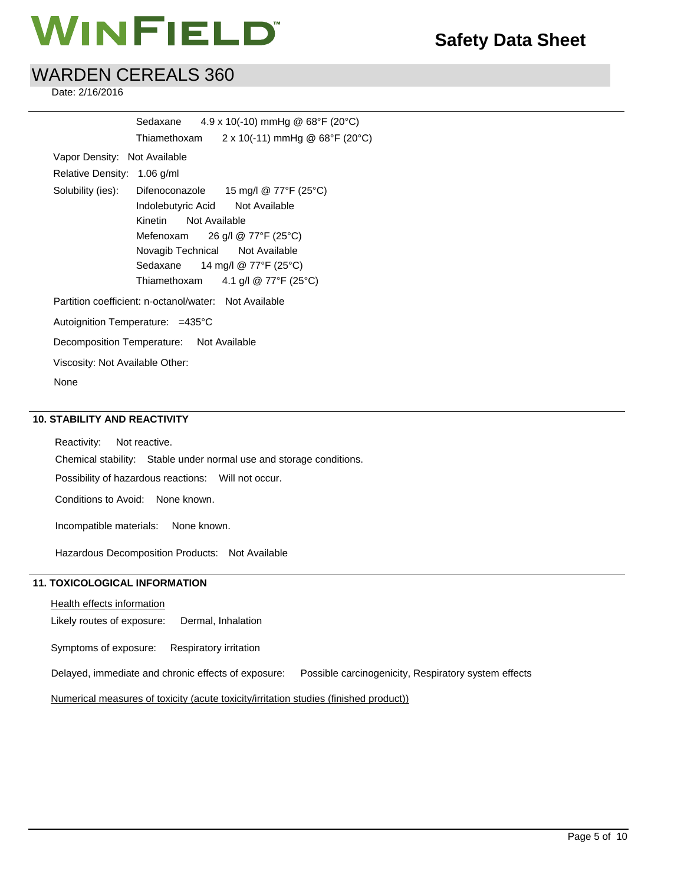Sedaxane 4.9 x 10(-10) mmHg @ 68°F (20°C)
Thiamethoxam 2 x 10(-11) mmHg @ 68°F (20°C)

Vapor Density: Not Available

Relative Density: 1.06 g/ml

Solubility (ies): Difenoconazole 15 mg/l @ 77°F (25°C)
Indolebutyric Acid Not Available
Kinetin Not Available
Mefenoxam 26 g/l @ 77°F (25°C)
Novagib Technical Not Available
Sedaxane 14 mg/l @ 77°F (25°C)
Thiamethoxam 4.1 g/l @ 77°F (25°C)

Partition coefficient: n-octanol/water: Not Available

Autoignition Temperature: =435°C

Decomposition Temperature: Not Available

Viscosity: Not Available Other:

None

## 10. STABILITY AND REACTIVITY

Reactivity: Not reactive.

Chemical stability: Stable under normal use and storage conditions.

Possibility of hazardous reactions: Will not occur.

Conditions to Avoid: None known.

Incompatible materials: None known.

Hazardous Decomposition Products: Not Available

## 11. TOXICOLOGICAL INFORMATION

Health effects information

Likely routes of exposure: Dermal, Inhalation

Symptoms of exposure: Respiratory irritation

Delayed, immediate and chronic effects of exposure: Possible carcinogenicity, Respiratory system effects

Numerical measures of toxicity (acute toxicity/irritation studies (finished product))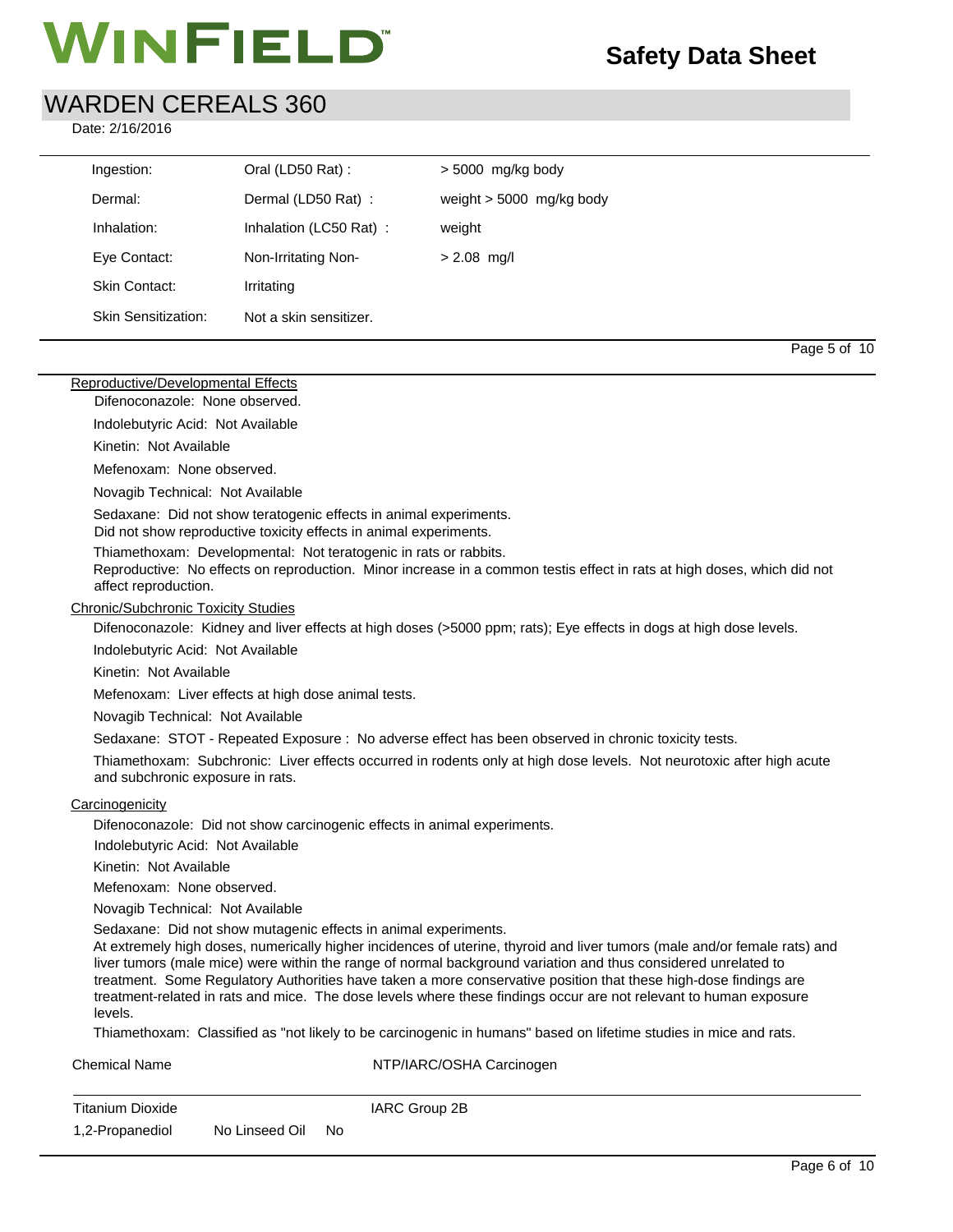# WARDEN CEREALS 360

Date: 2/16/2016

| | | |
|---|---|---|
| Ingestion: | Oral (LD50 Rat) : | > 5000 mg/kg body |
| Dermal: | Dermal (LD50 Rat) : | weight > 5000 mg/kg body |
| Inhalation: | Inhalation (LC50 Rat) : | weight |
| Eye Contact: | Non-Irritating Non- | > 2.08 mg/l |
| Skin Contact: | Irritating | |
| Skin Sensitization: | Not a skin sensitizer. | |

Reproductive/Developmental Effects

Difenoconazole: None observed.

Indolebutyric Acid: Not Available

Kinetin: Not Available

Mefenoxam: None observed.

Novagib Technical: Not Available

Sedaxane: Did not show teratogenic effects in animal experiments.
Did not show reproductive toxicity effects in animal experiments.

Thiamethoxam: Developmental: Not teratogenic in rats or rabbits.
Reproductive: No effects on reproduction. Minor increase in a common testis effect in rats at high doses, which did not affect reproduction.

Chronic/Subchronic Toxicity Studies

Difenoconazole: Kidney and liver effects at high doses (>5000 ppm; rats); Eye effects in dogs at high dose levels.

Indolebutyric Acid: Not Available

Kinetin: Not Available

Mefenoxam: Liver effects at high dose animal tests.

Novagib Technical: Not Available

Sedaxane: STOT - Repeated Exposure : No adverse effect has been observed in chronic toxicity tests.

Thiamethoxam: Subchronic: Liver effects occurred in rodents only at high dose levels. Not neurotoxic after high acute and subchronic exposure in rats.

Carcinogenicity

Difenoconazole: Did not show carcinogenic effects in animal experiments.

Indolebutyric Acid: Not Available

Kinetin: Not Available

Mefenoxam: None observed.

Novagib Technical: Not Available

Sedaxane: Did not show mutagenic effects in animal experiments.
At extremely high doses, numerically higher incidences of uterine, thyroid and liver tumors (male and/or female rats) and liver tumors (male mice) were within the range of normal background variation and thus considered unrelated to treatment. Some Regulatory Authorities have taken a more conservative position that these high-dose findings are treatment-related in rats and mice. The dose levels where these findings occur are not relevant to human exposure levels.

Thiamethoxam: Classified as "not likely to be carcinogenic in humans" based on lifetime studies in mice and rats.

| Chemical Name | NTP/IARC/OSHA Carcinogen |
|---|---|
| Titanium Dioxide | IARC Group 2B |
| 1,2-Propanediol No Linseed Oil No | |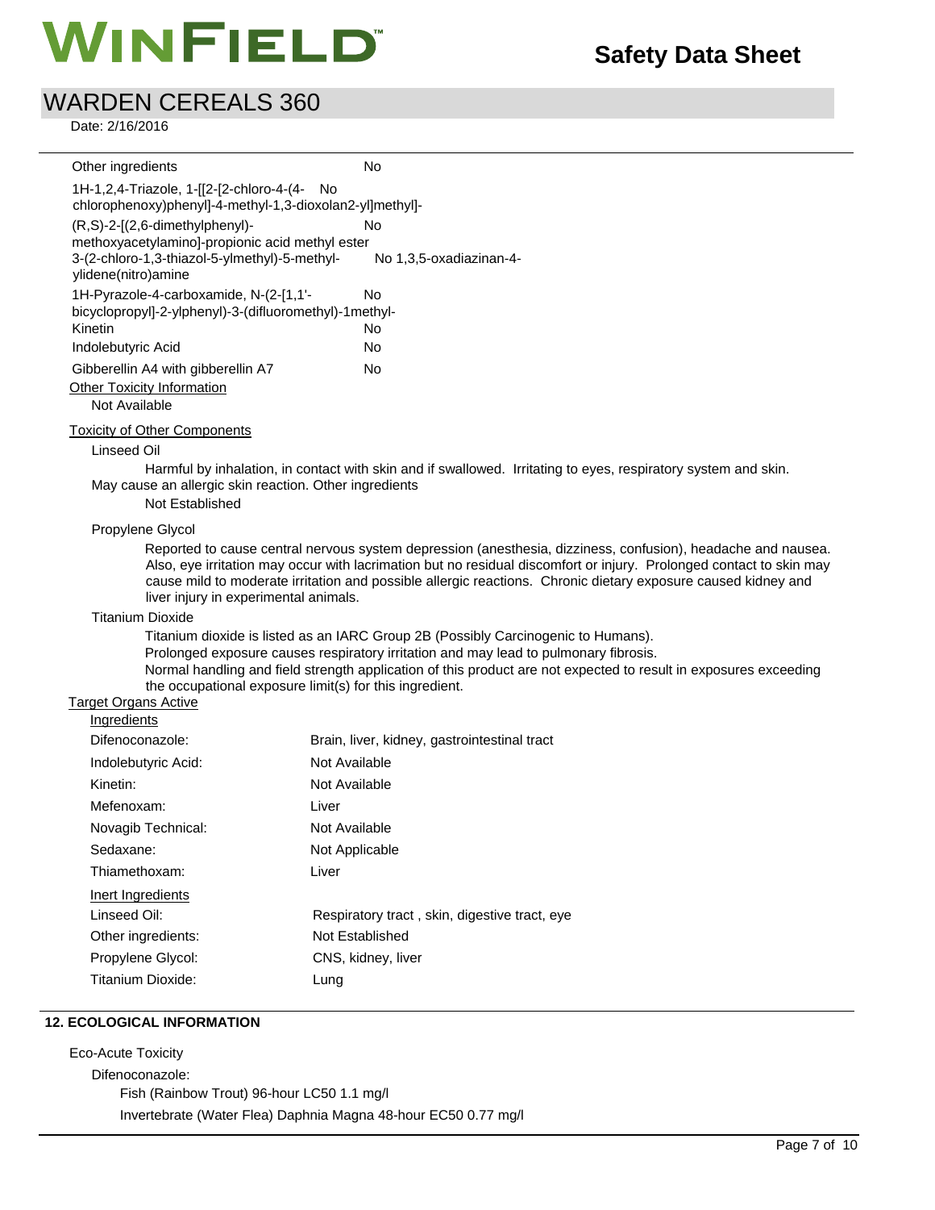| | |
|---|---|
| Other ingredients | No |
| 1H-1,2,4-Triazole, 1-[[2-[2-chloro-4-(4-chlorophenoxy)phenyl]-4-methyl-1,3-dioxolan2-yl]methyl]- | No |
| (R,S)-2-[(2,6-dimethylphenyl)-methoxyacetylamino]-propionic acid methyl ester | No |
| 3-(2-chloro-1,3-thiazol-5-ylmethyl)-5-methyl-ylidene(nitro)amine | No 1,3,5-oxadiazinan-4- |
| 1H-Pyrazole-4-carboxamide, N-(2-[1,1'-bicyclopropyl]-2-ylphenyl)-3-(difluoromethyl)-1methyl- | No |
| Kinetin | No |
| Indolebutyric Acid | No |
| Gibberellin A4 with gibberellin A7 | No |

Other Toxicity Information

Not Available

Toxicity of Other Components

Linseed Oil

Harmful by inhalation, in contact with skin and if swallowed. Irritating to eyes, respiratory system and skin. May cause an allergic skin reaction. Other ingredients

Not Established

Propylene Glycol

Reported to cause central nervous system depression (anesthesia, dizziness, confusion), headache and nausea. Also, eye irritation may occur with lacrimation but no residual discomfort or injury. Prolonged contact to skin may cause mild to moderate irritation and possible allergic reactions. Chronic dietary exposure caused kidney and liver injury in experimental animals.

Titanium Dioxide

Titanium dioxide is listed as an IARC Group 2B (Possibly Carcinogenic to Humans).
Prolonged exposure causes respiratory irritation and may lead to pulmonary fibrosis.
Normal handling and field strength application of this product are not expected to result in exposures exceeding the occupational exposure limit(s) for this ingredient.

Target Organs Active

| Ingredients | |
|---|---|
| Difenoconazole: | Brain, liver, kidney, gastrointestinal tract |
| Indolebutyric Acid: | Not Available |
| Kinetin: | Not Available |
| Mefenoxam: | Liver |
| Novagib Technical: | Not Available |
| Sedaxane: | Not Applicable |
| Thiamethoxam: | Liver |

| Inert Ingredients | |
|---|---|
| Linseed Oil: | Respiratory tract , skin, digestive tract, eye |
| Other ingredients: | Not Established |
| Propylene Glycol: | CNS, kidney, liver |
| Titanium Dioxide: | Lung |

## 12. ECOLOGICAL INFORMATION

Eco-Acute Toxicity

Difenoconazole:

Fish (Rainbow Trout) 96-hour LC50 1.1 mg/l

Invertebrate (Water Flea) Daphnia Magna 48-hour EC50 0.77 mg/l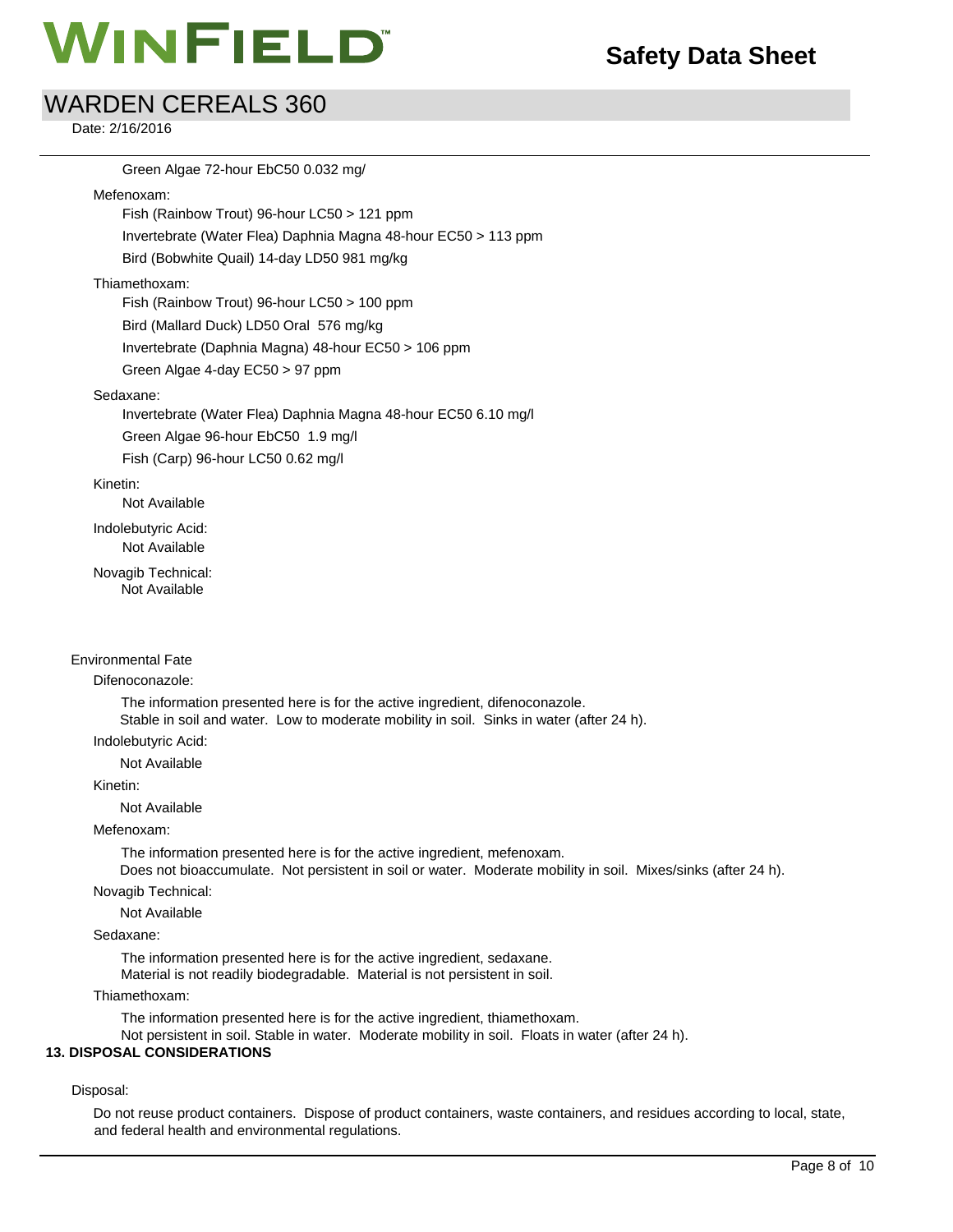Green Algae 72-hour EbC50 0.032 mg/

Mefenoxam:

Fish (Rainbow Trout) 96-hour LC50 > 121 ppm

Invertebrate (Water Flea) Daphnia Magna 48-hour EC50 > 113 ppm

Bird (Bobwhite Quail) 14-day LD50 981 mg/kg

Thiamethoxam:

Fish (Rainbow Trout) 96-hour LC50 > 100 ppm

Bird (Mallard Duck) LD50 Oral 576 mg/kg

Invertebrate (Daphnia Magna) 48-hour EC50 > 106 ppm

Green Algae 4-day EC50 > 97 ppm

Sedaxane:

Invertebrate (Water Flea) Daphnia Magna 48-hour EC50 6.10 mg/l

Green Algae 96-hour EbC50 1.9 mg/l

Fish (Carp) 96-hour LC50 0.62 mg/l

Kinetin:

Not Available

Indolebutyric Acid:

Not Available

Novagib Technical:

Not Available

Environmental Fate

Difenoconazole:

The information presented here is for the active ingredient, difenoconazole.
Stable in soil and water. Low to moderate mobility in soil. Sinks in water (after 24 h).

Indolebutyric Acid:

Not Available

Kinetin:

Not Available

Mefenoxam:

The information presented here is for the active ingredient, mefenoxam.
Does not bioaccumulate. Not persistent in soil or water. Moderate mobility in soil. Mixes/sinks (after 24 h).

Novagib Technical:

Not Available

Sedaxane:

The information presented here is for the active ingredient, sedaxane.
Material is not readily biodegradable. Material is not persistent in soil.

Thiamethoxam:

The information presented here is for the active ingredient, thiamethoxam.
Not persistent in soil. Stable in water. Moderate mobility in soil. Floats in water (after 24 h).

## 13. DISPOSAL CONSIDERATIONS

Disposal:

Do not reuse product containers. Dispose of product containers, waste containers, and residues according to local, state, and federal health and environmental regulations.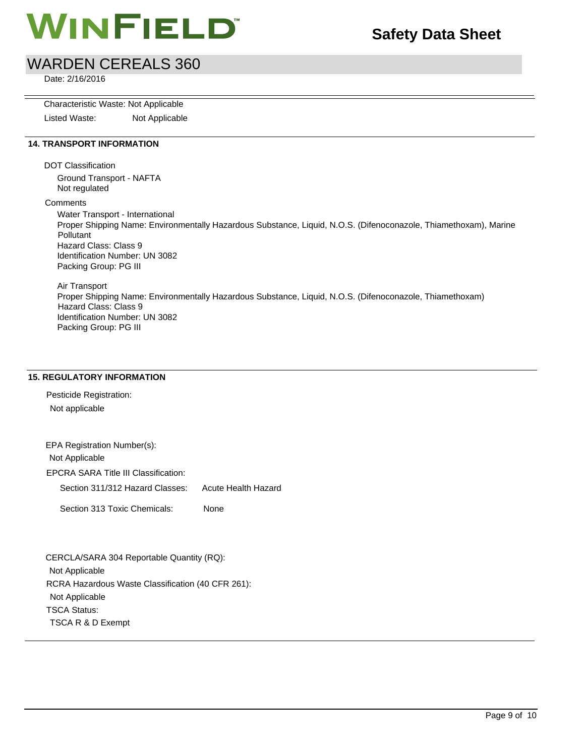Characteristic Waste: Not Applicable

Listed Waste: Not Applicable

## 14. TRANSPORT INFORMATION

DOT Classification

Ground Transport - NAFTA
Not regulated

Comments

Water Transport - International
Proper Shipping Name: Environmentally Hazardous Substance, Liquid, N.O.S. (Difenoconazole, Thiamethoxam), Marine Pollutant
Hazard Class: Class 9
Identification Number: UN 3082
Packing Group: PG III

Air Transport
Proper Shipping Name: Environmentally Hazardous Substance, Liquid, N.O.S. (Difenoconazole, Thiamethoxam)
Hazard Class: Class 9
Identification Number: UN 3082
Packing Group: PG III

## 15. REGULATORY INFORMATION

Pesticide Registration:
Not applicable

EPA Registration Number(s):
Not Applicable

EPCRA SARA Title III Classification:

Section 311/312 Hazard Classes: Acute Health Hazard

Section 313 Toxic Chemicals: None

CERCLA/SARA 304 Reportable Quantity (RQ):
Not Applicable

RCRA Hazardous Waste Classification (40 CFR 261):
Not Applicable

TSCA Status:
TSCA R & D Exempt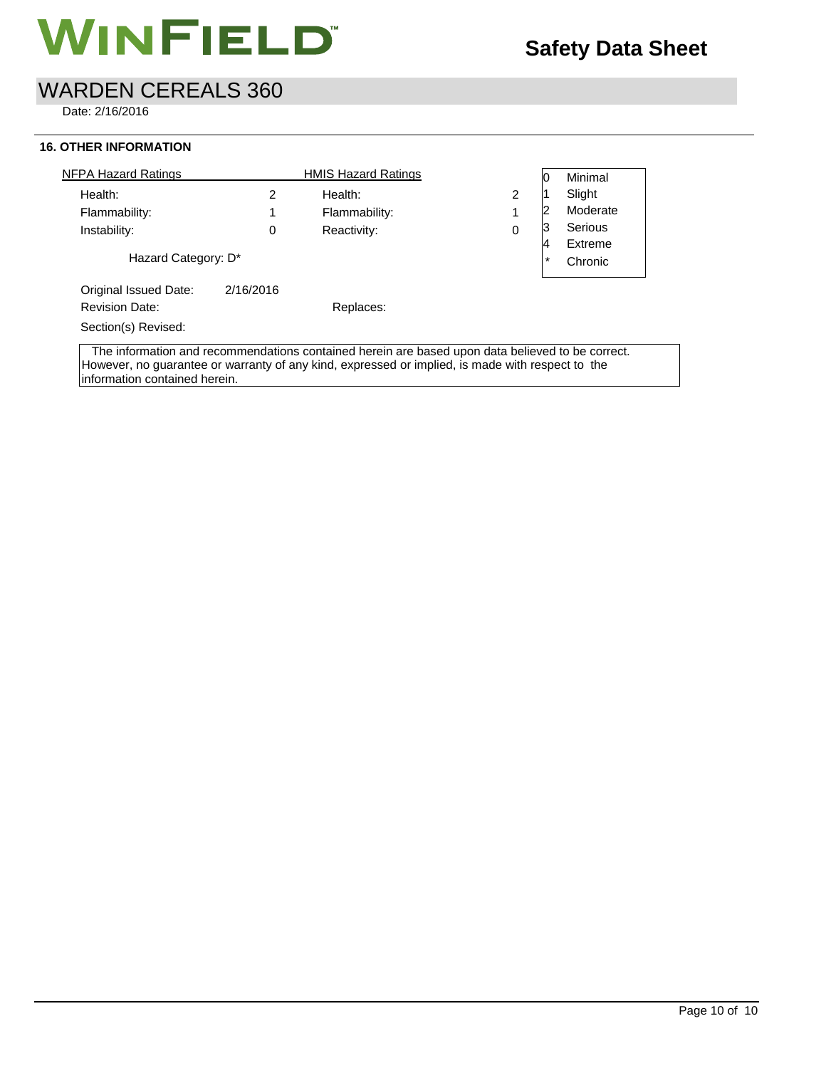# WARDEN CEREALS 360

Date: 2/16/2016

## 16. OTHER INFORMATION

| NFPA Hazard Ratings | | HMIS Hazard Ratings | |
|---|---|---|---|
| Health: | 2 | Health: | 2 |
| Flammability: | 1 | Flammability: | 1 |
| Instability: | 0 | Reactivity: | 0 |

| | |
|---|---|
| 0 | Minimal |
| 1 | Slight |
| 2 | Moderate |
| 3 | Serious |
| 4 | Extreme |
| * | Chronic |

Hazard Category: D*

Original Issued Date: 2/16/2016

Revision Date:

Replaces:

Section(s) Revised:

The information and recommendations contained herein are based upon data believed to be correct. However, no guarantee or warranty of any kind, expressed or implied, is made with respect to the information contained herein.